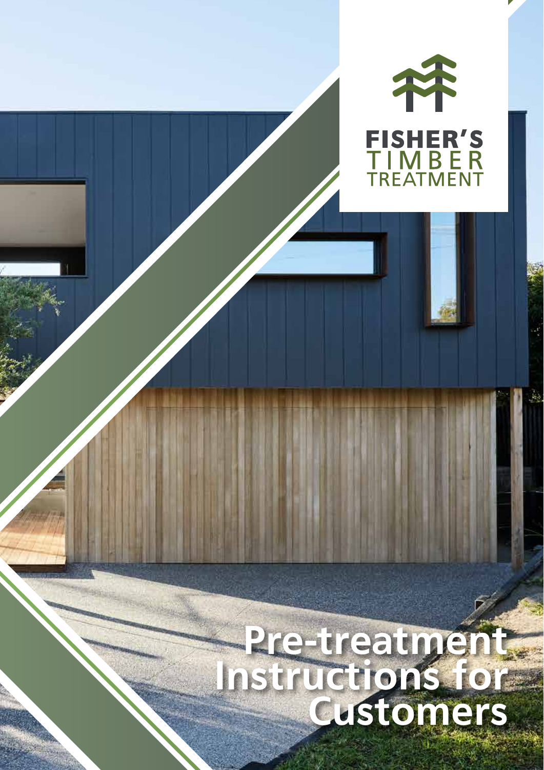FISHER'S TIMBER TREATMENT

# Pre-treatment Instructions for Customers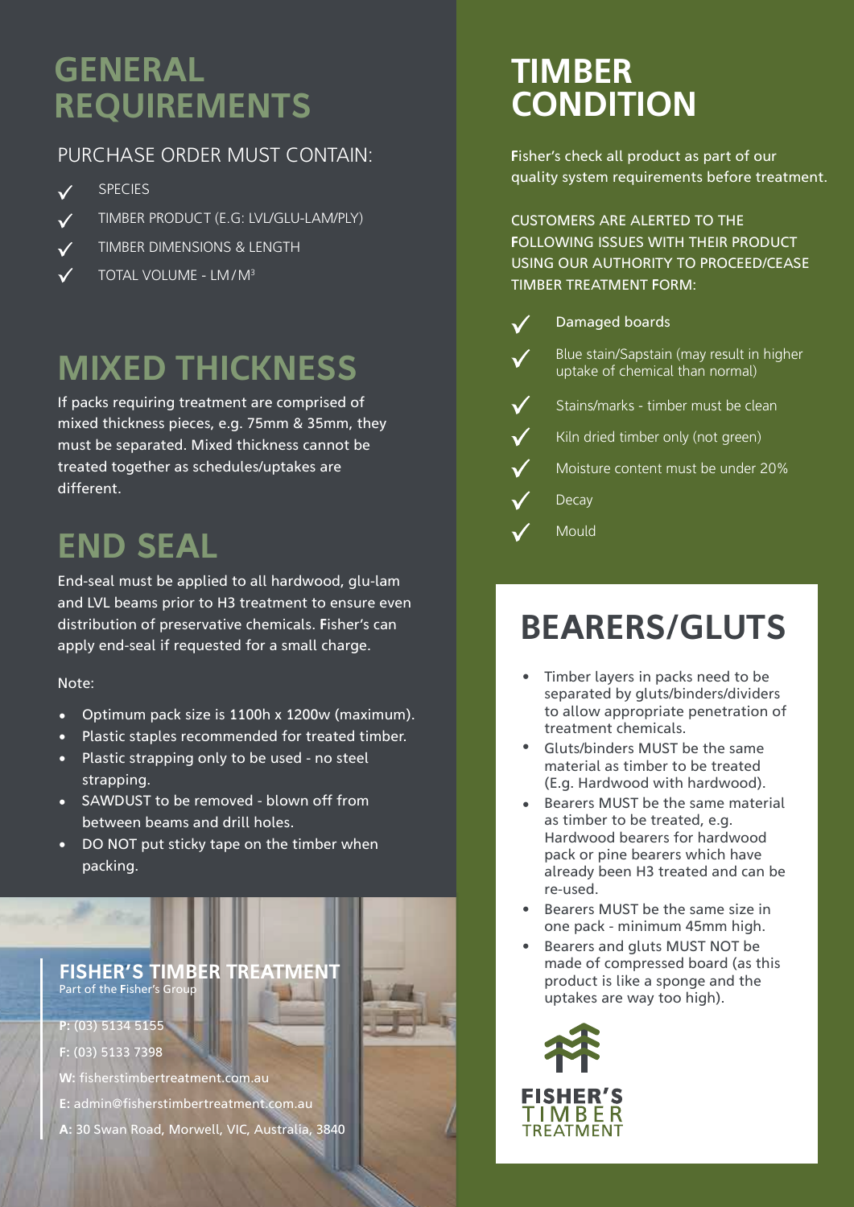# GENERAL REQUIREMENTS

## PURCHASE ORDER MUST CONTAIN:

- ✓ SPECIES
- ✓ TIMBER PRODUCT (E.G: LVL/GLU-LAM/PLY)
- ✓ TIMBER DIMENSIONS & LENGTH
- ✓ TOTAL VOLUME - LM/$M^3$

# MIXED THICKNESS

If packs requiring treatment are comprised of mixed thickness pieces, e.g. 75mm & 35mm, they must be separated. Mixed thickness cannot be treated together as schedules/uptakes are different.

# END SEAL

End-seal must be applied to all hardwood, glu-lam and LVL beams prior to H3 treatment to ensure even distribution of preservative chemicals. Fisher's can apply end-seal if requested for a small charge.

Note:

- Optimum pack size is 1100h x 1200w (maximum).
- Plastic staples recommended for treated timber.
- Plastic strapping only to be used - no steel strapping.
- SAWDUST to be removed - blown off from between beams and drill holes.
- DO NOT put sticky tape on the timber when packing.

**FISHER'S TIMBER TREATMENT**
Part of the Fisher's Group

**P:** (03) 5134 5155
**F:** (03) 5133 7398
**W:** fisherstimbertreatment.com.au
**E:** admin@fisherstimbertreatment.com.au
**A:** 30 Swan Road, Morwell, VIC, Australia, 3840

# TIMBER CONDITION

Fisher's check all product as part of our quality system requirements before treatment.

CUSTOMERS ARE ALERTED TO THE FOLLOWING ISSUES WITH THEIR PRODUCT USING OUR AUTHORITY TO PROCEED/CEASE TIMBER TREATMENT FORM:

- ✓ Damaged boards
- ✓ Blue stain/Sapstain (may result in higher uptake of chemical than normal)
- ✓ Stains/marks - timber must be clean
- ✓ Kiln dried timber only (not green)
- ✓ Moisture content must be under 20%
- ✓ Decay
- ✓ Mould

# BEARERS/GLUTS

- Timber layers in packs need to be separated by gluts/binders/dividers to allow appropriate penetration of treatment chemicals.
- Gluts/binders MUST be the same material as timber to be treated (E.g. Hardwood with hardwood).
- Bearers MUST be the same material as timber to be treated, e.g. Hardwood bearers for hardwood pack or pine bearers which have already been H3 treated and can be re-used.
- Bearers MUST be the same size in one pack - minimum 45mm high.
- Bearers and gluts MUST NOT be made of compressed board (as this product is like a sponge and the uptakes are way too high).

FISHER'S TIMBER TREATMENT